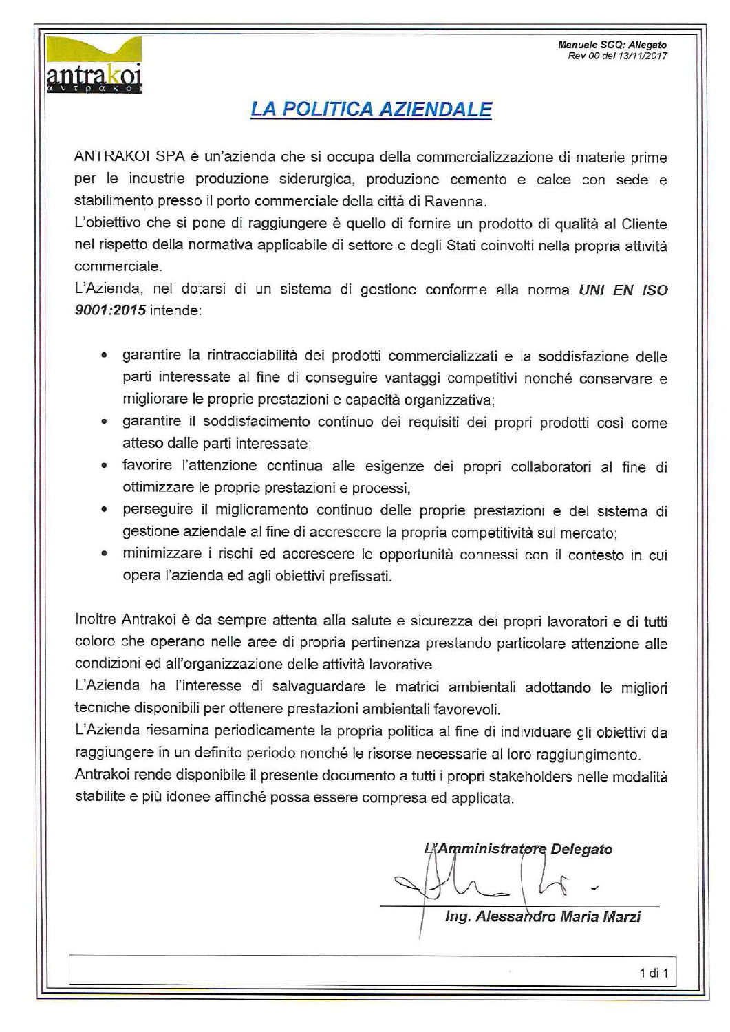Manuale SGQ: Allegato
Rev 00 del 13/11/2017

# LA POLITICA AZIENDALE

ANTRAKOI SPA è un'azienda che si occupa della commercializzazione di materie prime per le industrie produzione siderurgica, produzione cemento e calce con sede e stabilimento presso il porto commerciale della città di Ravenna.

L'obiettivo che si pone di raggiungere è quello di fornire un prodotto di qualità al Cliente nel rispetto della normativa applicabile di settore e degli Stati coinvolti nella propria attività commerciale.

L'Azienda, nel dotarsi di un sistema di gestione conforme alla norma ***UNI EN ISO 9001:2015*** intende:

- garantire la rintracciabilità dei prodotti commercializzati e la soddisfazione delle parti interessate al fine di conseguire vantaggi competitivi nonché conservare e migliorare le proprie prestazioni e capacità organizzativa;
- garantire il soddisfacimento continuo dei requisiti dei propri prodotti così come atteso dalle parti interessate;
- favorire l'attenzione continua alle esigenze dei propri collaboratori al fine di ottimizzare le proprie prestazioni e processi;
- perseguire il miglioramento continuo delle proprie prestazioni e del sistema di gestione aziendale al fine di accrescere la propria competitività sul mercato;
- minimizzare i rischi ed accrescere le opportunità connessi con il contesto in cui opera l'azienda ed agli obiettivi prefissati.

Inoltre Antrakoi è da sempre attenta alla salute e sicurezza dei propri lavoratori e di tutti coloro che operano nelle aree di propria pertinenza prestando particolare attenzione alle condizioni ed all'organizzazione delle attività lavorative.

L'Azienda ha l'interesse di salvaguardare le matrici ambientali adottando le migliori tecniche disponibili per ottenere prestazioni ambientali favorevoli.

L'Azienda riesamina periodicamente la propria politica al fine di individuare gli obiettivi da raggiungere in un definito periodo nonché le risorse necessarie al loro raggiungimento.

Antrakoi rende disponibile il presente documento a tutti i propri stakeholders nelle modalità stabilite e più idonee affinché possa essere compresa ed applicata.

*L'Amministratore Delegato*

*Ing. Alessandro Maria Marzi*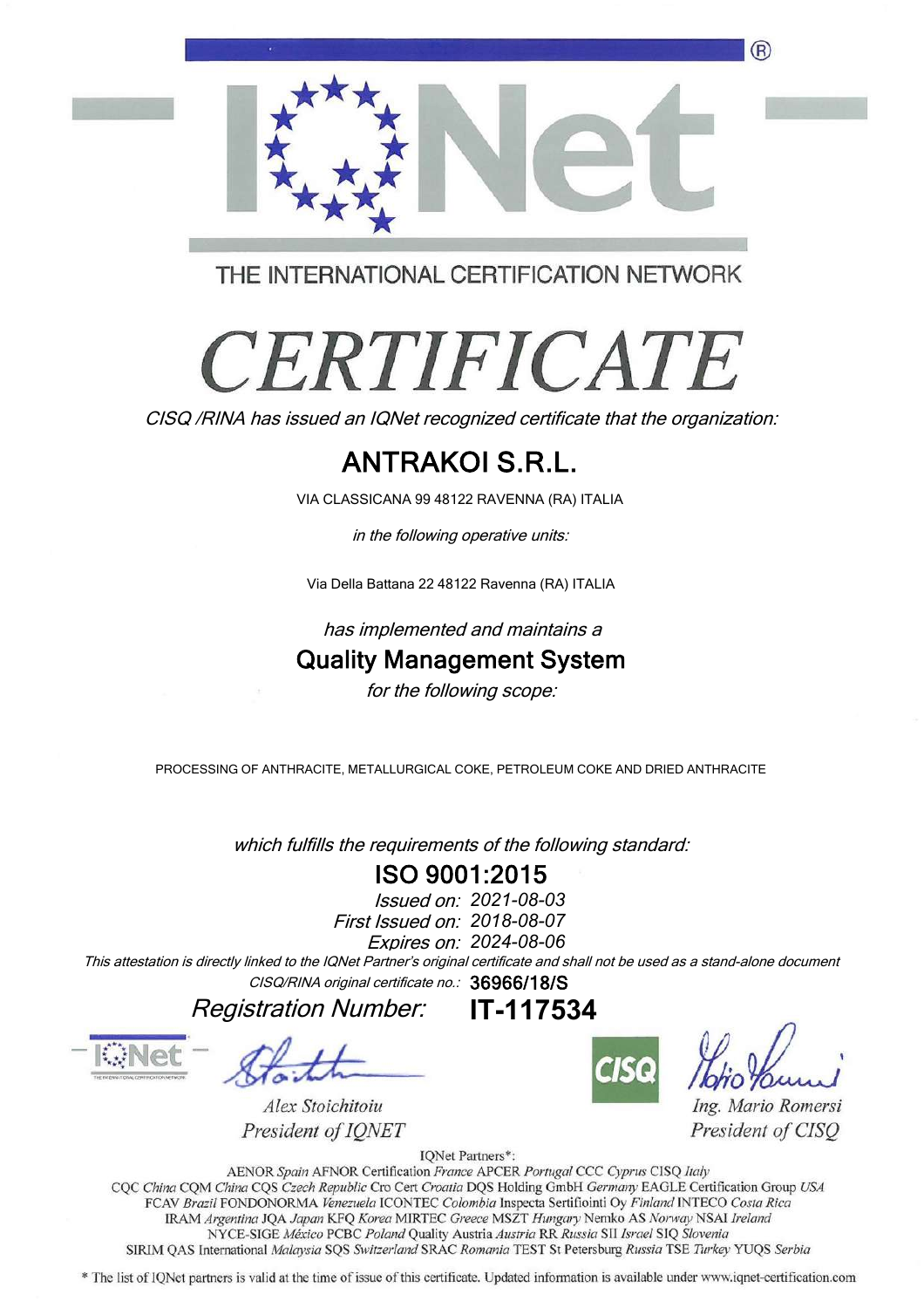# IQNet

THE INTERNATIONAL CERTIFICATION NETWORK

# CERTIFICATE

*CISQ /RINA has issued an IQNet recognized certificate that the organization:*

## ANTRAKOI S.R.L.

VIA CLASSICANA 99 48122 RAVENNA (RA) ITALIA

*in the following operative units:*

Via Della Battana 22 48122 Ravenna (RA) ITALIA

*has implemented and maintains a*

## Quality Management System

*for the following scope:*

PROCESSING OF ANTHRACITE, METALLURGICAL COKE, PETROLEUM COKE AND DRIED ANTHRACITE

*which fulfills the requirements of the following standard:*

## ISO 9001:2015

*Issued on:* 2021-08-03
*First Issued on:* 2018-08-07
*Expires on:* 2024-08-06

*This attestation is directly linked to the IQNet Partner's original certificate and shall not be used as a stand-alone document*

*CISQ/RINA original certificate no.:* **36966/18/S**

*Registration Number:* **IT-117534**

*Alex Stoichitoiu*
*President of IQNET*

CISQ

*Ing. Mario Romersi*
*President of CISQ*

IQNet Partners*:

AENOR *Spain* AFNOR Certification *France* APCER *Portugal* CCC *Cyprus* CISQ *Italy* CQC *China* CQM *China* CQS *Czech Republic* Cro Cert *Croatia* DQS Holding GmbH *Germany* EAGLE Certification Group *USA* FCAV *Brazil* FONDONORMA *Venezuela* ICONTEC *Colombia* Inspecta Sertifiointi Oy *Finland* INTECO *Costa Rica* IRAM *Argentina* JQA *Japan* KFQ *Korea* MIRTEC *Greece* MSZT *Hungary* Nemko AS *Norway* NSAI *Ireland* NYCE-SIGE *México* PCBC *Poland* Quality Austria *Austria* RR *Russia* SII *Israel* SIQ *Slovenia* SIRIM QAS International *Malaysia* SQS *Switzerland* SRAC *Romania* TEST St Petersburg *Russia* TSE *Turkey* YUQS *Serbia*

* The list of IQNet partners is valid at the time of issue of this certificate. Updated information is available under www.iqnet-certification.com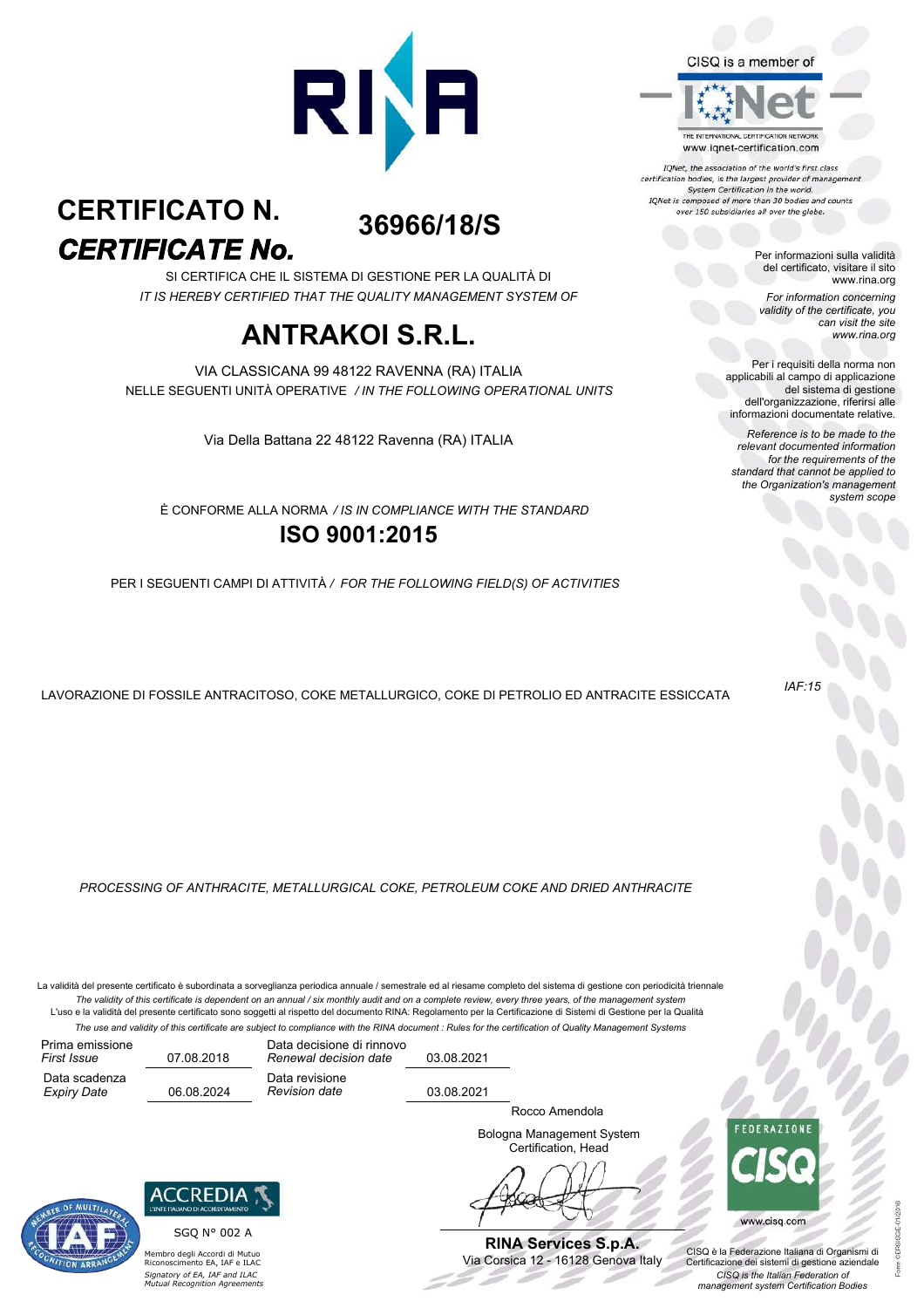RINA

# CERTIFICATO N.
# *CERTIFICATE No.*

## 36966/18/S

CISQ is a member of

IQNet

THE INTERNATIONAL CERTIFICATION NETWORK

www.iqnet-certification.com

*IQNet, the association of the world's first class certification bodies, is the largest provider of management System Certification in the world. IQNet is composed of more than 30 bodies and counts over 150 subsidiaries all over the globe.*

Per informazioni sulla validità del certificato, visitare il sito www.rina.org

*For information concerning validity of the certificate, you can visit the site www.rina.org*

Per i requisiti della norma non applicabili al campo di applicazione del sistema di gestione dell'organizzazione, riferirsi alle informazioni documentate relative.

*Reference is to be made to the relevant documented information for the requirements of the standard that cannot be applied to the Organization's management system scope*

SI CERTIFICA CHE IL SISTEMA DI GESTIONE PER LA QUALITÀ DI

*IT IS HEREBY CERTIFIED THAT THE QUALITY MANAGEMENT SYSTEM OF*

# ANTRAKOI S.R.L.

VIA CLASSICANA 99 48122 RAVENNA (RA) ITALIA

NELLE SEGUENTI UNITÀ OPERATIVE */ IN THE FOLLOWING OPERATIONAL UNITS*

Via Della Battana 22 48122 Ravenna (RA) ITALIA

È CONFORME ALLA NORMA */ IS IN COMPLIANCE WITH THE STANDARD*

## ISO 9001:2015

PER I SEGUENTI CAMPI DI ATTIVITÀ / *FOR THE FOLLOWING FIELD(S) OF ACTIVITIES*

LAVORAZIONE DI FOSSILE ANTRACITOSO, COKE METALLURGICO, COKE DI PETROLIO ED ANTRACITE ESSICCATA

*IAF:15*

*PROCESSING OF ANTHRACITE, METALLURGICAL COKE, PETROLEUM COKE AND DRIED ANTHRACITE*

La validità del presente certificato è subordinata a sorveglianza periodica annuale / semestrale ed al riesame completo del sistema di gestione con periodicità triennale

*The validity of this certificate is dependent on an annual / six monthly audit and on a complete review, every three years, of the management system*

L'uso e la validità del presente certificato sono soggetti al rispetto del documento RINA: Regolamento per la Certificazione di Sistemi di Gestione per la Qualità

*The use and validity of this certificate are subject to compliance with the RINA document : Rules for the certification of Quality Management Systems*

| | | | |
|---|---|---|---|
| Prima emissione *First Issue* | 07.08.2018 | Data decisione di rinnovo *Renewal decision date* | 03.08.2021 |
| Data scadenza *Expiry Date* | 06.08.2024 | Data revisione *Revision date* | 03.08.2021 |

Rocco Amendola

Bologna Management System Certification, Head

**RINA Services S.p.A.**

Via Corsica 12 - 16128 Genova Italy

ACCREDIA

L'ENTE ITALIANO DI ACCREDITAMENTO

SGQ N° 002 A

Membro degli Accordi di Mutuo Riconoscimento EA, IAF e ILAC

*Signatory of EA, IAF and ILAC Mutual Recognition Agreements*

FEDERAZIONE CISQ

www.cisq.com

CISQ è la Federazione Italiana di Organismi di Certificazione dei sistemi di gestione aziendale

*CISQ is the Italian Federation of management system Certification Bodies*